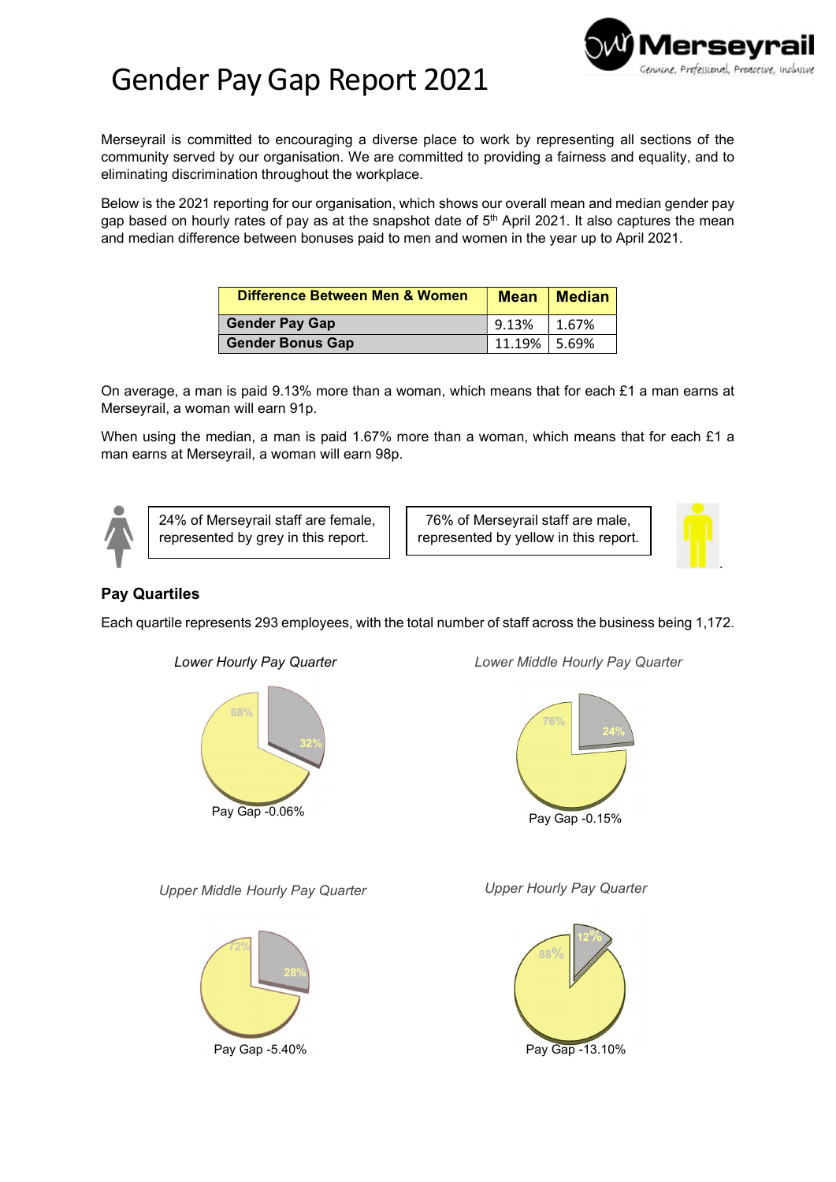# Gender Pay Gap Report 2021

Merseyrail is committed to encouraging a diverse place to work by representing all sections of the community served by our organisation. We are committed to providing a fairness and equality, and to eliminating discrimination throughout the workplace.

Below is the 2021 reporting for our organisation, which shows our overall mean and median gender pay gap based on hourly rates of pay as at the snapshot date of 5th April 2021. It also captures the mean and median difference between bonuses paid to men and women in the year up to April 2021.

| Difference Between Men & Women | Mean | Median |
|---|---|---|
| **Gender Pay Gap** | 9.13% | 1.67% |
| **Gender Bonus Gap** | 11.19% | 5.69% |

On average, a man is paid 9.13% more than a woman, which means that for each £1 a man earns at Merseyrail, a woman will earn 91p.

When using the median, a man is paid 1.67% more than a woman, which means that for each £1 a man earns at Merseyrail, a woman will earn 98p.

24% of Merseyrail staff are female, represented by grey in this report.

76% of Merseyrail staff are male, represented by yellow in this report.

## Pay Quartiles

Each quartile represents 293 employees, with the total number of staff across the business being 1,172.

*Lower Hourly Pay Quarter*

68% / 32%

Pay Gap -0.06%

*Lower Middle Hourly Pay Quarter*

76% / 24%

Pay Gap -0.15%

*Upper Middle Hourly Pay Quarter*

72% / 28%

Pay Gap -5.40%

*Upper Hourly Pay Quarter*

88% / 12%

Pay Gap -13.10%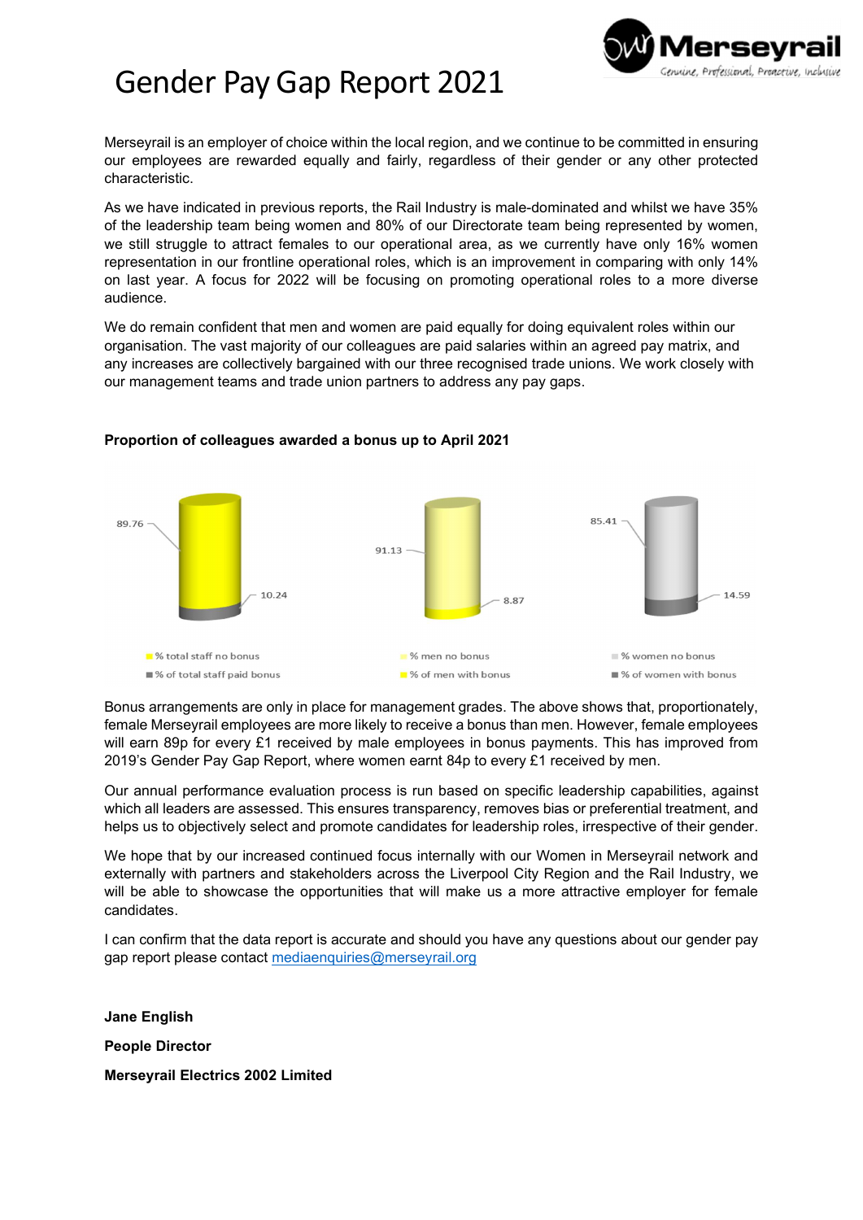# Gender Pay Gap Report 2021

Merseyrail is an employer of choice within the local region, and we continue to be committed in ensuring our employees are rewarded equally and fairly, regardless of their gender or any other protected characteristic.

As we have indicated in previous reports, the Rail Industry is male-dominated and whilst we have 35% of the leadership team being women and 80% of our Directorate team being represented by women, we still struggle to attract females to our operational area, as we currently have only 16% women representation in our frontline operational roles, which is an improvement in comparing with only 14% on last year. A focus for 2022 will be focusing on promoting operational roles to a more diverse audience.

We do remain confident that men and women are paid equally for doing equivalent roles within our organisation. The vast majority of our colleagues are paid salaries within an agreed pay matrix, and any increases are collectively bargained with our three recognised trade unions. We work closely with our management teams and trade union partners to address any pay gaps.

**Proportion of colleagues awarded a bonus up to April 2021**

89.76
10.24
% total staff no bonus
% of total staff paid bonus

91.13
8.87
% men no bonus
% of men with bonus

85.41
14.59
% women no bonus
% of women with bonus

Bonus arrangements are only in place for management grades. The above shows that, proportionately, female Merseyrail employees are more likely to receive a bonus than men. However, female employees will earn 89p for every £1 received by male employees in bonus payments. This has improved from 2019's Gender Pay Gap Report, where women earnt 84p to every £1 received by men.

Our annual performance evaluation process is run based on specific leadership capabilities, against which all leaders are assessed. This ensures transparency, removes bias or preferential treatment, and helps us to objectively select and promote candidates for leadership roles, irrespective of their gender.

We hope that by our increased continued focus internally with our Women in Merseyrail network and externally with partners and stakeholders across the Liverpool City Region and the Rail Industry, we will be able to showcase the opportunities that will make us a more attractive employer for female candidates.

I can confirm that the data report is accurate and should you have any questions about our gender pay gap report please contact mediaenquiries@merseyrail.org

**Jane English**

**People Director**

**Merseyrail Electrics 2002 Limited**